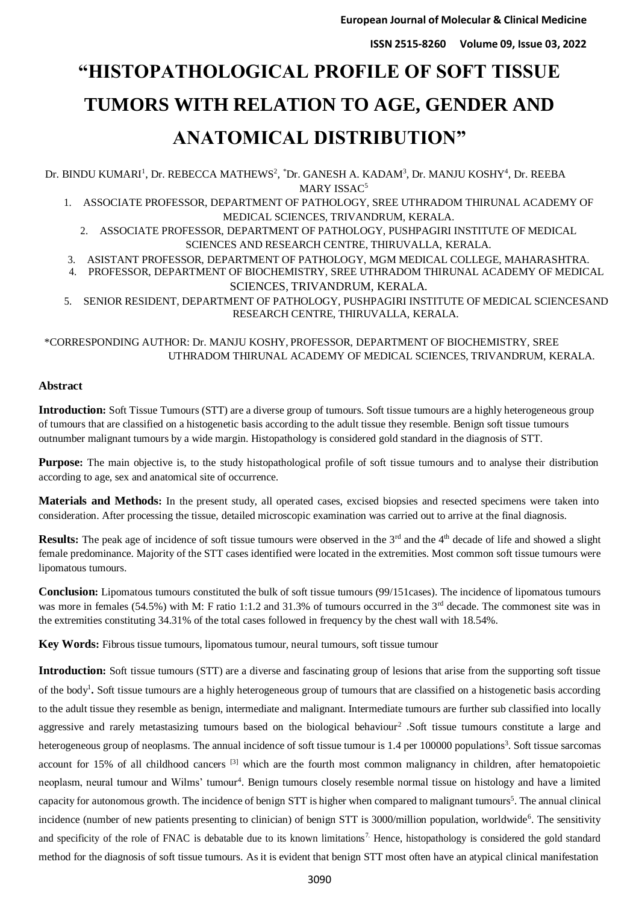# "HISTOPATHOLOGICAL PROFILE OF SOFT TISSUE TUMORS WITH RELATION TO AGE, GENDER AND ANATOMICAL DISTRIBUTION"

Dr. BINDU KUMARI[1], Dr. REBECCA MATHEWS[2], *Dr. GANESH A. KADAM[3], Dr. MANJU KOSHY[4], Dr. REEBA MARY ISSAC[5]

1. ASSOCIATE PROFESSOR, DEPARTMENT OF PATHOLOGY, SREE UTHRADOM THIRUNAL ACADEMY OF MEDICAL SCIENCES, TRIVANDRUM, KERALA.
2. ASSOCIATE PROFESSOR, DEPARTMENT OF PATHOLOGY, PUSHPAGIRI INSTITUTE OF MEDICAL SCIENCES AND RESEARCH CENTRE, THIRUVALLA, KERALA.
3. ASISTANT PROFESSOR, DEPARTMENT OF PATHOLOGY, MGM MEDICAL COLLEGE, MAHARASHTRA.
4. PROFESSOR, DEPARTMENT OF BIOCHEMISTRY, SREE UTHRADOM THIRUNAL ACADEMY OF MEDICAL SCIENCES, TRIVANDRUM, KERALA.
5. SENIOR RESIDENT, DEPARTMENT OF PATHOLOGY, PUSHPAGIRI INSTITUTE OF MEDICAL SCIENCESAND RESEARCH CENTRE, THIRUVALLA, KERALA.

*CORRESPONDING AUTHOR: Dr. MANJU KOSHY, PROFESSOR, DEPARTMENT OF BIOCHEMISTRY, SREE UTHRADOM THIRUNAL ACADEMY OF MEDICAL SCIENCES, TRIVANDRUM, KERALA.

## Abstract

**Introduction:** Soft Tissue Tumours (STT) are a diverse group of tumours. Soft tissue tumours are a highly heterogeneous group of tumours that are classified on a histogenetic basis according to the adult tissue they resemble. Benign soft tissue tumours outnumber malignant tumours by a wide margin. Histopathology is considered gold standard in the diagnosis of STT.

**Purpose:** The main objective is, to the study histopathological profile of soft tissue tumours and to analyse their distribution according to age, sex and anatomical site of occurrence.

**Materials and Methods:** In the present study, all operated cases, excised biopsies and resected specimens were taken into consideration. After processing the tissue, detailed microscopic examination was carried out to arrive at the final diagnosis.

**Results:** The peak age of incidence of soft tissue tumours were observed in the 3rd and the 4th decade of life and showed a slight female predominance. Majority of the STT cases identified were located in the extremities. Most common soft tissue tumours were lipomatous tumours.

**Conclusion:** Lipomatous tumours constituted the bulk of soft tissue tumours (99/151cases). The incidence of lipomatous tumours was more in females (54.5%) with M: F ratio 1:1.2 and 31.3% of tumours occurred in the 3rd decade. The commonest site was in the extremities constituting 34.31% of the total cases followed in frequency by the chest wall with 18.54%.

**Key Words:** Fibrous tissue tumours, lipomatous tumour, neural tumours, soft tissue tumour

**Introduction:** Soft tissue tumours (STT) are a diverse and fascinating group of lesions that arise from the supporting soft tissue of the body[1]**.** Soft tissue tumours are a highly heterogeneous group of tumours that are classified on a histogenetic basis according to the adult tissue they resemble as benign, intermediate and malignant. Intermediate tumours are further sub classified into locally aggressive and rarely metastasizing tumours based on the biological behaviour[2] .Soft tissue tumours constitute a large and heterogeneous group of neoplasms. The annual incidence of soft tissue tumour is 1.4 per 100000 populations[3]. Soft tissue sarcomas account for 15% of all childhood cancers [3] which are the fourth most common malignancy in children, after hematopoietic neoplasm, neural tumour and Wilms' tumour[4]. Benign tumours closely resemble normal tissue on histology and have a limited capacity for autonomous growth. The incidence of benign STT is higher when compared to malignant tumours[5]. The annual clinical incidence (number of new patients presenting to clinician) of benign STT is 3000/million population, worldwide[6]. The sensitivity and specificity of the role of FNAC is debatable due to its known limitations[7]. Hence, histopathology is considered the gold standard method for the diagnosis of soft tissue tumours. As it is evident that benign STT most often have an atypical clinical manifestation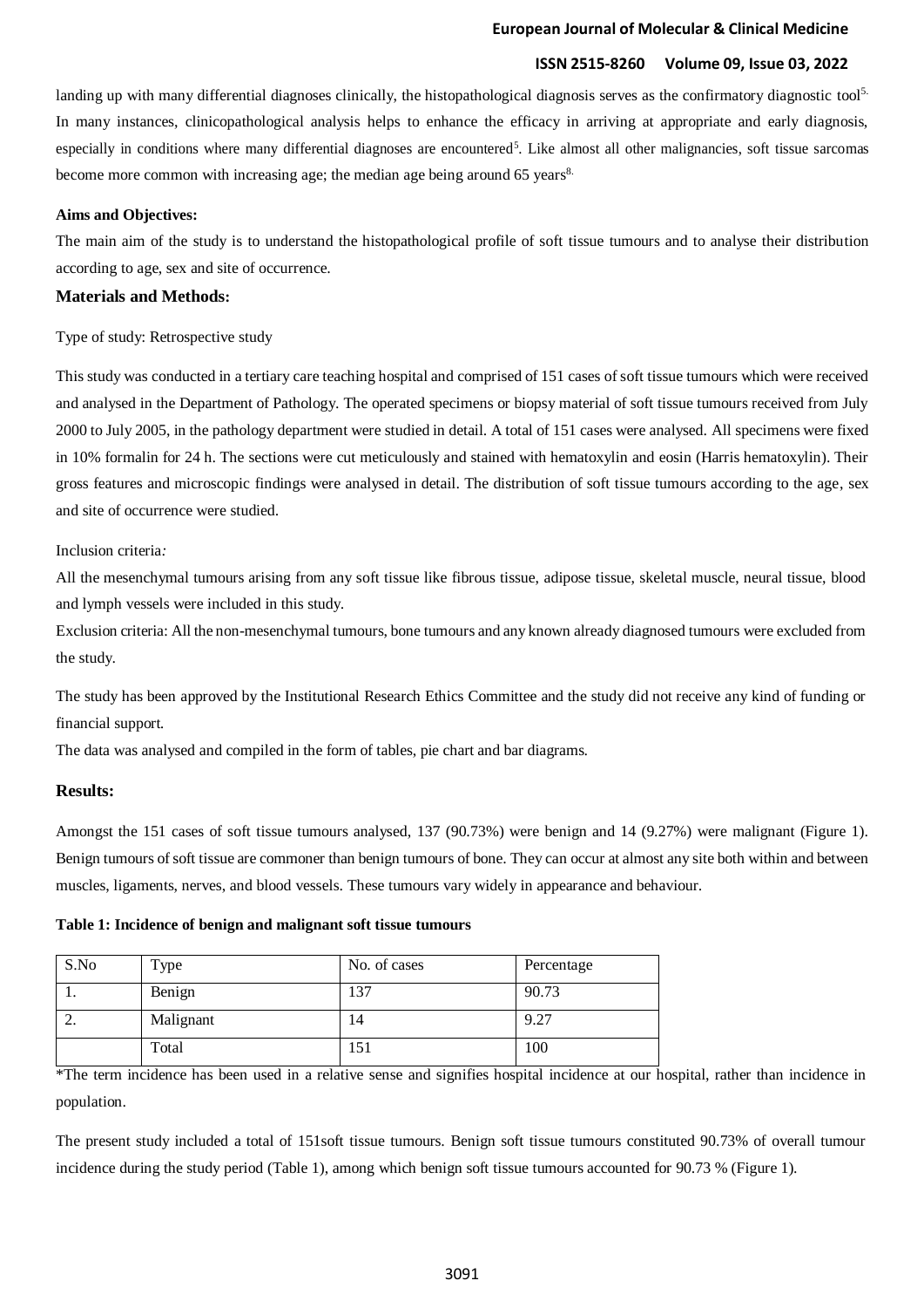landing up with many differential diagnoses clinically, the histopathological diagnosis serves as the confirmatory diagnostic tool[5]. In many instances, clinicopathological analysis helps to enhance the efficacy in arriving at appropriate and early diagnosis, especially in conditions where many differential diagnoses are encountered[5]. Like almost all other malignancies, soft tissue sarcomas become more common with increasing age; the median age being around 65 years[8].

**Aims and Objectives:**

The main aim of the study is to understand the histopathological profile of soft tissue tumours and to analyse their distribution according to age, sex and site of occurrence.

## Materials and Methods:

Type of study: Retrospective study

This study was conducted in a tertiary care teaching hospital and comprised of 151 cases of soft tissue tumours which were received and analysed in the Department of Pathology. The operated specimens or biopsy material of soft tissue tumours received from July 2000 to July 2005, in the pathology department were studied in detail. A total of 151 cases were analysed. All specimens were fixed in 10% formalin for 24 h. The sections were cut meticulously and stained with hematoxylin and eosin (Harris hematoxylin). Their gross features and microscopic findings were analysed in detail. The distribution of soft tissue tumours according to the age, sex and site of occurrence were studied.

Inclusion criteria*:*

All the mesenchymal tumours arising from any soft tissue like fibrous tissue, adipose tissue, skeletal muscle, neural tissue, blood and lymph vessels were included in this study.

Exclusion criteria: All the non-mesenchymal tumours, bone tumours and any known already diagnosed tumours were excluded from the study.

The study has been approved by the Institutional Research Ethics Committee and the study did not receive any kind of funding or financial support.

The data was analysed and compiled in the form of tables, pie chart and bar diagrams.

## Results:

Amongst the 151 cases of soft tissue tumours analysed, 137 (90.73%) were benign and 14 (9.27%) were malignant (Figure 1). Benign tumours of soft tissue are commoner than benign tumours of bone. They can occur at almost any site both within and between muscles, ligaments, nerves, and blood vessels. These tumours vary widely in appearance and behaviour.

**Table 1: Incidence of benign and malignant soft tissue tumours**

| S.No | Type | No. of cases | Percentage |
|---|---|---|---|
| 1. | Benign | 137 | 90.73 |
| 2. | Malignant | 14 | 9.27 |
| | Total | 151 | 100 |

*The term incidence has been used in a relative sense and signifies hospital incidence at our hospital, rather than incidence in population.

The present study included a total of 151soft tissue tumours. Benign soft tissue tumours constituted 90.73% of overall tumour incidence during the study period (Table 1), among which benign soft tissue tumours accounted for 90.73 % (Figure 1).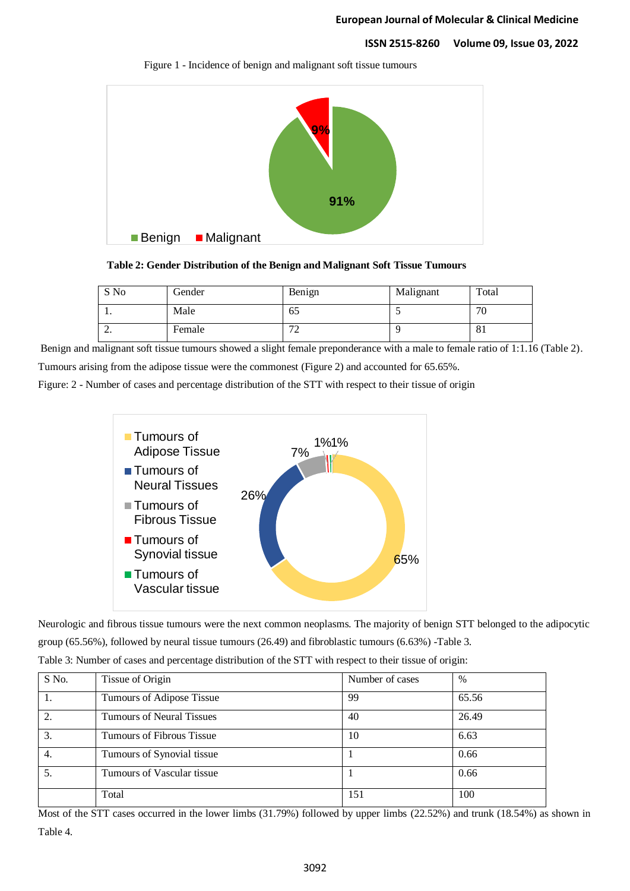Figure 1 - Incidence of benign and malignant soft tissue tumours

**Table 2: Gender Distribution of the Benign and Malignant Soft Tissue Tumours**

| S No | Gender | Benign | Malignant | Total |
|---|---|---|---|---|
| 1. | Male | 65 | 5 | 70 |
| 2. | Female | 72 | 9 | 81 |

Benign and malignant soft tissue tumours showed a slight female preponderance with a male to female ratio of 1:1.16 (Table 2). Tumours arising from the adipose tissue were the commonest (Figure 2) and accounted for 65.65%.

Figure: 2 - Number of cases and percentage distribution of the STT with respect to their tissue of origin

Neurologic and fibrous tissue tumours were the next common neoplasms. The majority of benign STT belonged to the adipocytic group (65.56%), followed by neural tissue tumours (26.49) and fibroblastic tumours (6.63%) -Table 3.

Table 3: Number of cases and percentage distribution of the STT with respect to their tissue of origin:

| S No. | Tissue of Origin | Number of cases | % |
|---|---|---|---|
| 1. | Tumours of Adipose Tissue | 99 | 65.56 |
| 2. | Tumours of Neural Tissues | 40 | 26.49 |
| 3. | Tumours of Fibrous Tissue | 10 | 6.63 |
| 4. | Tumours of Synovial tissue | 1 | 0.66 |
| 5. | Tumours of Vascular tissue | 1 | 0.66 |
| | Total | 151 | 100 |

Most of the STT cases occurred in the lower limbs (31.79%) followed by upper limbs (22.52%) and trunk (18.54%) as shown in Table 4.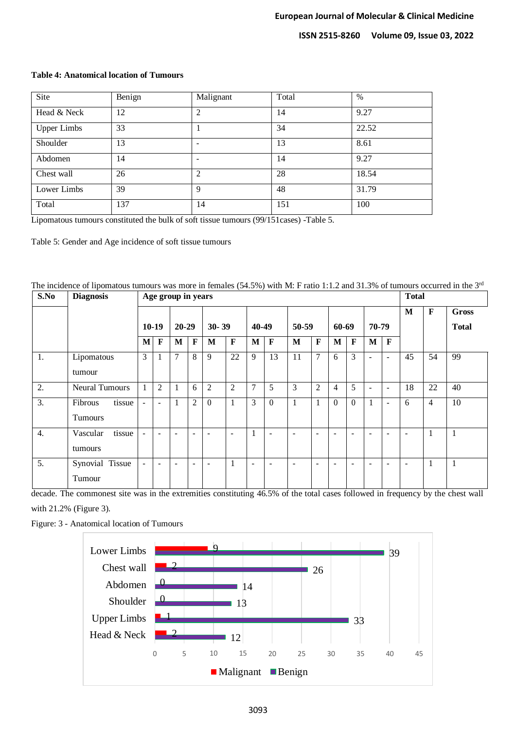**Table 4: Anatomical location of Tumours**

| Site | Benign | Malignant | Total | % |
|---|---|---|---|---|
| Head & Neck | 12 | 2 | 14 | 9.27 |
| Upper Limbs | 33 | 1 | 34 | 22.52 |
| Shoulder | 13 | - | 13 | 8.61 |
| Abdomen | 14 | - | 14 | 9.27 |
| Chest wall | 26 | 2 | 28 | 18.54 |
| Lower Limbs | 39 | 9 | 48 | 31.79 |
| Total | 137 | 14 | 151 | 100 |

Lipomatous tumours constituted the bulk of soft tissue tumours (99/151cases) -Table 5.

Table 5: Gender and Age incidence of soft tissue tumours

| S.No | Diagnosis | Age group in years | | | | | | | | | | | | | | Total | | |
|---|---|---|---|---|---|---|---|---|---|---|---|---|---|---|---|---|---|---|
| | | 10-19 | | 20-29 | | 30- 39 | | 40-49 | | 50-59 | | 60-69 | | 70-79 | | M | F | Gross Total |
| | | M | F | M | F | M | F | M | F | M | F | M | F | M | F | | | |
| 1. | Lipomatous tumour | 3 | 1 | 7 | 8 | 9 | 22 | 9 | 13 | 11 | 7 | 6 | 3 | - | - | 45 | 54 | 99 |
| 2. | Neural Tumours | 1 | 2 | 1 | 6 | 2 | 2 | 7 | 5 | 3 | 2 | 4 | 5 | - | - | 18 | 22 | 40 |
| 3. | Fibrous tissue Tumours | - | - | 1 | 2 | 0 | 1 | 3 | 0 | 1 | 1 | 0 | 0 | 1 | - | 6 | 4 | 10 |
| 4. | Vascular tissue tumours | - | - | - | - | - | - | 1 | - | - | - | - | - | - | - | - | 1 | 1 |
| 5. | Synovial Tissue Tumour | - | - | - | - | - | 1 | - | - | - | - | - | - | - | - | - | 1 | 1 |

The incidence of lipomatous tumours was more in females (54.5%) with M: F ratio 1:1.2 and 31.3% of tumours occurred in the 3rd decade. The commonest site was in the extremities constituting 46.5% of the total cases followed in frequency by the chest wall with 21.2% (Figure 3).

Figure: 3 - Anatomical location of Tumours

| Site | Malignant | Benign |
|---|---|---|
| Lower Limbs | 9 | 39 |
| Chest wall | 2 | 26 |
| Abdomen | 0 | 14 |
| Shoulder | 0 | 13 |
| Upper Limbs | 1 | 33 |
| Head & Neck | 2 | 12 |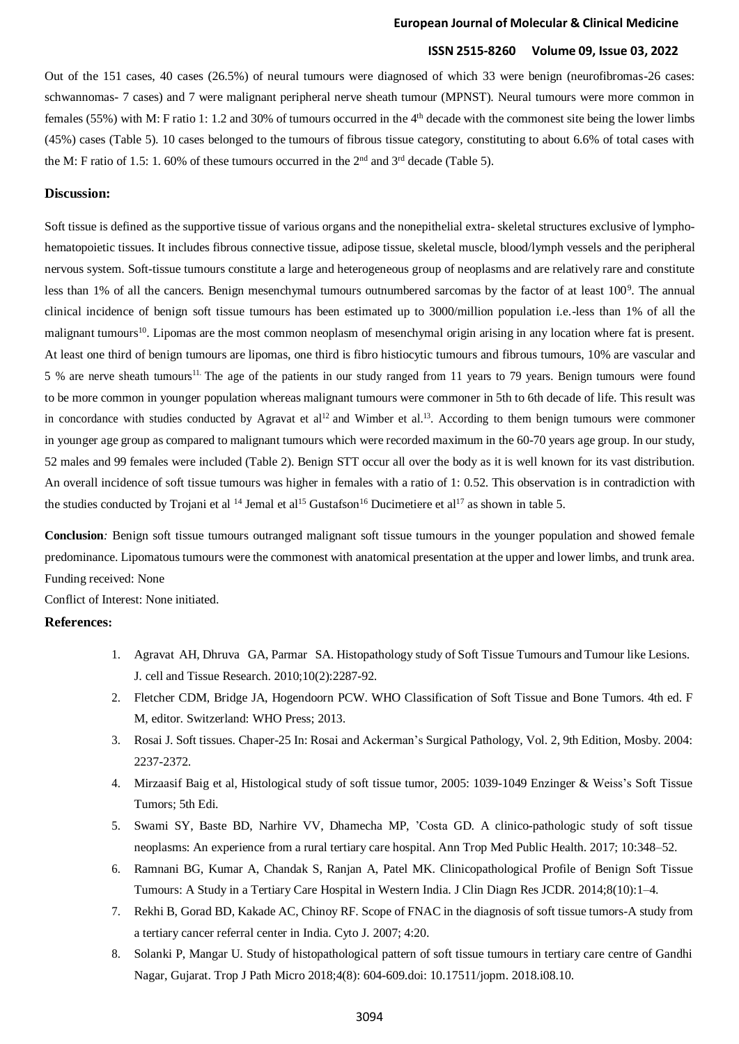Out of the 151 cases, 40 cases (26.5%) of neural tumours were diagnosed of which 33 were benign (neurofibromas-26 cases: schwannomas- 7 cases) and 7 were malignant peripheral nerve sheath tumour (MPNST). Neural tumours were more common in females (55%) with M: F ratio 1: 1.2 and 30% of tumours occurred in the 4th decade with the commonest site being the lower limbs (45%) cases (Table 5). 10 cases belonged to the tumours of fibrous tissue category, constituting to about 6.6% of total cases with the M: F ratio of 1.5: 1. 60% of these tumours occurred in the 2nd and 3rd decade (Table 5).

## Discussion:

Soft tissue is defined as the supportive tissue of various organs and the nonepithelial extra- skeletal structures exclusive of lympho-hematopoietic tissues. It includes fibrous connective tissue, adipose tissue, skeletal muscle, blood/lymph vessels and the peripheral nervous system. Soft-tissue tumours constitute a large and heterogeneous group of neoplasms and are relatively rare and constitute less than 1% of all the cancers. Benign mesenchymal tumours outnumbered sarcomas by the factor of at least 100[9]. The annual clinical incidence of benign soft tissue tumours has been estimated up to 3000/million population i.e.-less than 1% of all the malignant tumours[10]. Lipomas are the most common neoplasm of mesenchymal origin arising in any location where fat is present. At least one third of benign tumours are lipomas, one third is fibro histiocytic tumours and fibrous tumours, 10% are vascular and 5 % are nerve sheath tumours[11]. The age of the patients in our study ranged from 11 years to 79 years. Benign tumours were found to be more common in younger population whereas malignant tumours were commoner in 5th to 6th decade of life. This result was in concordance with studies conducted by Agravat et al[12] and Wimber et al.[13]. According to them benign tumours were commoner in younger age group as compared to malignant tumours which were recorded maximum in the 60-70 years age group. In our study, 52 males and 99 females were included (Table 2). Benign STT occur all over the body as it is well known for its vast distribution. An overall incidence of soft tissue tumours was higher in females with a ratio of 1: 0.52. This observation is in contradiction with the studies conducted by Trojani et al [14] Jemal et al[15] Gustafson[16] Ducimetiere et al[17] as shown in table 5.

**Conclusion***:* Benign soft tissue tumours outranged malignant soft tissue tumours in the younger population and showed female predominance. Lipomatous tumours were the commonest with anatomical presentation at the upper and lower limbs, and trunk area.

Funding received: None

Conflict of Interest: None initiated.

## References:

1. Agravat AH, Dhruva GA, Parmar SA. Histopathology study of Soft Tissue Tumours and Tumour like Lesions. J. cell and Tissue Research. 2010;10(2):2287-92.
2. Fletcher CDM, Bridge JA, Hogendoorn PCW. WHO Classification of Soft Tissue and Bone Tumors. 4th ed. F M, editor. Switzerland: WHO Press; 2013.
3. Rosai J. Soft tissues. Chaper-25 In: Rosai and Ackerman's Surgical Pathology, Vol. 2, 9th Edition, Mosby. 2004: 2237-2372.
4. Mirzaasif Baig et al, Histological study of soft tissue tumor, 2005: 1039-1049 Enzinger & Weiss's Soft Tissue Tumors; 5th Edi.
5. Swami SY, Baste BD, Narhire VV, Dhamecha MP, 'Costa GD. A clinico-pathologic study of soft tissue neoplasms: An experience from a rural tertiary care hospital. Ann Trop Med Public Health. 2017; 10:348–52.
6. Ramnani BG, Kumar A, Chandak S, Ranjan A, Patel MK. Clinicopathological Profile of Benign Soft Tissue Tumours: A Study in a Tertiary Care Hospital in Western India. J Clin Diagn Res JCDR. 2014;8(10):1–4.
7. Rekhi B, Gorad BD, Kakade AC, Chinoy RF. Scope of FNAC in the diagnosis of soft tissue tumors-A study from a tertiary cancer referral center in India. Cyto J. 2007; 4:20.
8. Solanki P, Mangar U. Study of histopathological pattern of soft tissue tumours in tertiary care centre of Gandhi Nagar, Gujarat. Trop J Path Micro 2018;4(8): 604-609.doi: 10.17511/jopm. 2018.i08.10.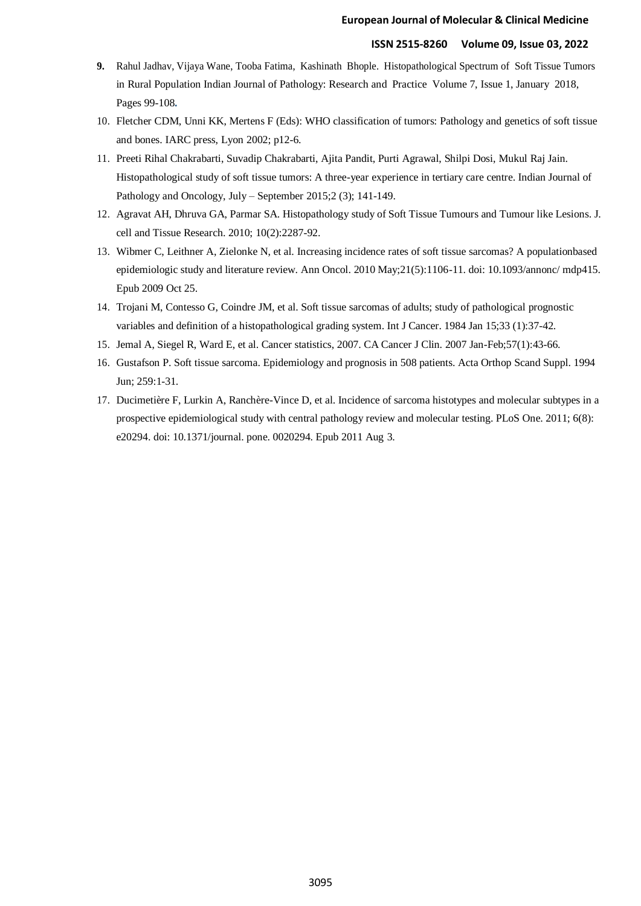9. Rahul Jadhav, Vijaya Wane, Tooba Fatima, Kashinath Bhople. Histopathological Spectrum of Soft Tissue Tumors in Rural Population Indian Journal of Pathology: Research and Practice Volume 7, Issue 1, January 2018, Pages 99-108.
10. Fletcher CDM, Unni KK, Mertens F (Eds): WHO classification of tumors: Pathology and genetics of soft tissue and bones. IARC press, Lyon 2002; p12-6.
11. Preeti Rihal Chakrabarti, Suvadip Chakrabarti, Ajita Pandit, Purti Agrawal, Shilpi Dosi, Mukul Raj Jain. Histopathological study of soft tissue tumors: A three-year experience in tertiary care centre. Indian Journal of Pathology and Oncology, July – September 2015;2 (3); 141-149.
12. Agravat AH, Dhruva GA, Parmar SA. Histopathology study of Soft Tissue Tumours and Tumour like Lesions. J. cell and Tissue Research. 2010; 10(2):2287-92.
13. Wibmer C, Leithner A, Zielonke N, et al. Increasing incidence rates of soft tissue sarcomas? A populationbased epidemiologic study and literature review. Ann Oncol. 2010 May;21(5):1106-11. doi: 10.1093/annonc/ mdp415. Epub 2009 Oct 25.
14. Trojani M, Contesso G, Coindre JM, et al. Soft tissue sarcomas of adults; study of pathological prognostic variables and definition of a histopathological grading system. Int J Cancer. 1984 Jan 15;33 (1):37-42.
15. Jemal A, Siegel R, Ward E, et al. Cancer statistics, 2007. CA Cancer J Clin. 2007 Jan-Feb;57(1):43-66.
16. Gustafson P. Soft tissue sarcoma. Epidemiology and prognosis in 508 patients. Acta Orthop Scand Suppl. 1994 Jun; 259:1-31.
17. Ducimetière F, Lurkin A, Ranchère-Vince D, et al. Incidence of sarcoma histotypes and molecular subtypes in a prospective epidemiological study with central pathology review and molecular testing. PLoS One. 2011; 6(8): e20294. doi: 10.1371/journal. pone. 0020294. Epub 2011 Aug 3.